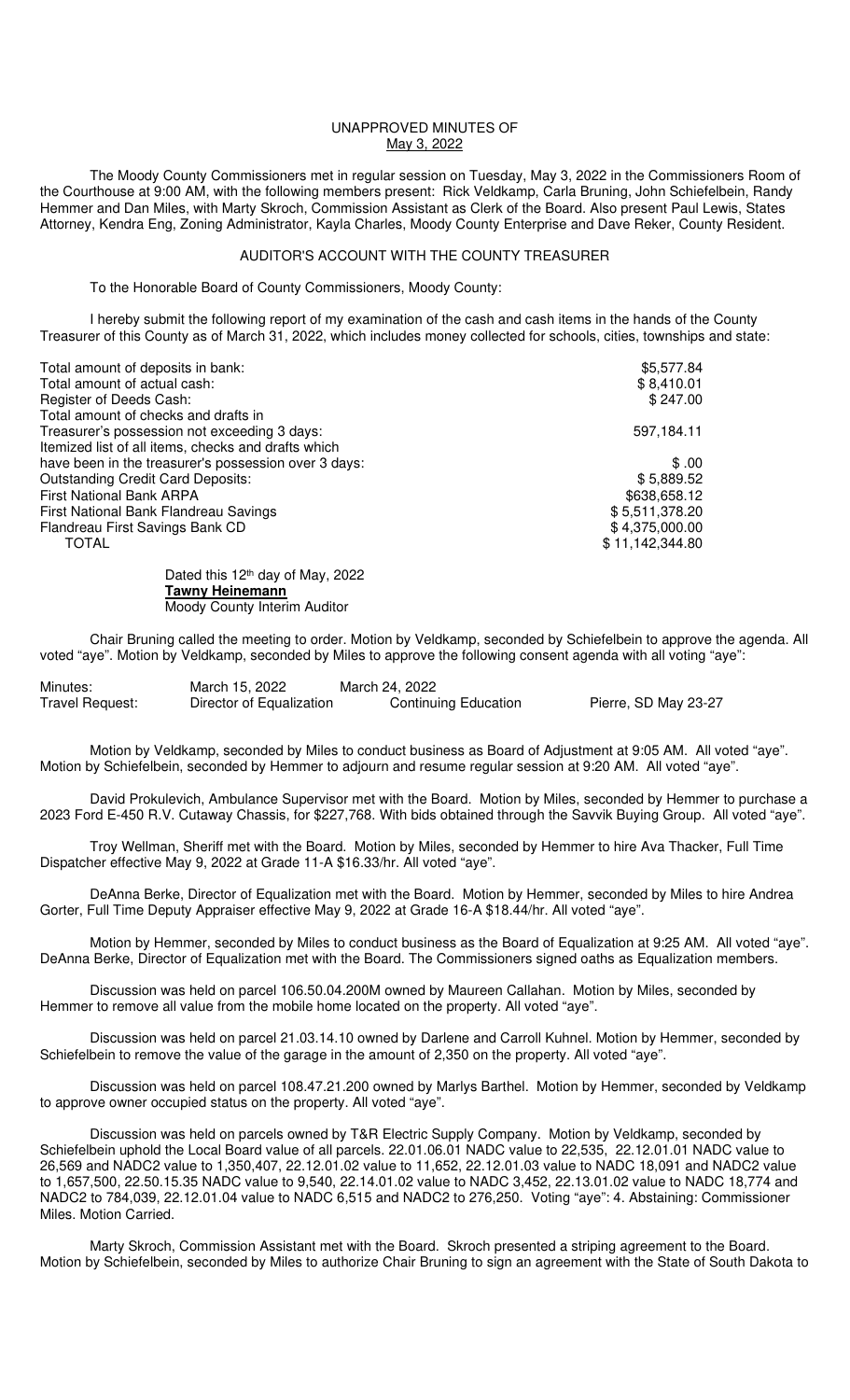# UNAPPROVED MINUTES OF
## May 3, 2022

The Moody County Commissioners met in regular session on Tuesday, May 3, 2022 in the Commissioners Room of the Courthouse at 9:00 AM, with the following members present: Rick Veldkamp, Carla Bruning, John Schiefelbein, Randy Hemmer and Dan Miles, with Marty Skroch, Commission Assistant as Clerk of the Board. Also present Paul Lewis, States Attorney, Kendra Eng, Zoning Administrator, Kayla Charles, Moody County Enterprise and Dave Reker, County Resident.

### AUDITOR'S ACCOUNT WITH THE COUNTY TREASURER

To the Honorable Board of County Commissioners, Moody County:

I hereby submit the following report of my examination of the cash and cash items in the hands of the County Treasurer of this County as of March 31, 2022, which includes money collected for schools, cities, townships and state:

| | |
|---|---|
| Total amount of deposits in bank: | $5,577.84 |
| Total amount of actual cash: | $ 8,410.01 |
| Register of Deeds Cash: | $ 247.00 |
| Total amount of checks and drafts in Treasurer's possession not exceeding 3 days: | 597,184.11 |
| Itemized list of all items, checks and drafts which have been in the treasurer's possession over 3 days: | $ .00 |
| Outstanding Credit Card Deposits: | $ 5,889.52 |
| First National Bank ARPA | $638,658.12 |
| First National Bank Flandreau Savings | $ 5,511,378.20 |
| Flandreau First Savings Bank CD | $ 4,375,000.00 |
| TOTAL | $ 11,142,344.80 |

Dated this 12th day of May, 2022
**Tawny Heinemann**
Moody County Interim Auditor

Chair Bruning called the meeting to order. Motion by Veldkamp, seconded by Schiefelbein to approve the agenda. All voted "aye". Motion by Veldkamp, seconded by Miles to approve the following consent agenda with all voting "aye":

| | | | |
|---|---|---|---|
| Minutes: | March 15, 2022 | March 24, 2022 | |
| Travel Request: | Director of Equalization | Continuing Education | Pierre, SD May 23-27 |

Motion by Veldkamp, seconded by Miles to conduct business as Board of Adjustment at 9:05 AM. All voted "aye". Motion by Schiefelbein, seconded by Hemmer to adjourn and resume regular session at 9:20 AM. All voted "aye".

David Prokulevich, Ambulance Supervisor met with the Board. Motion by Miles, seconded by Hemmer to purchase a 2023 Ford E-450 R.V. Cutaway Chassis, for $227,768. With bids obtained through the Savvik Buying Group. All voted "aye".

Troy Wellman, Sheriff met with the Board. Motion by Miles, seconded by Hemmer to hire Ava Thacker, Full Time Dispatcher effective May 9, 2022 at Grade 11-A $16.33/hr. All voted "aye".

DeAnna Berke, Director of Equalization met with the Board. Motion by Hemmer, seconded by Miles to hire Andrea Gorter, Full Time Deputy Appraiser effective May 9, 2022 at Grade 16-A $18.44/hr. All voted "aye".

Motion by Hemmer, seconded by Miles to conduct business as the Board of Equalization at 9:25 AM. All voted "aye". DeAnna Berke, Director of Equalization met with the Board. The Commissioners signed oaths as Equalization members.

Discussion was held on parcel 106.50.04.200M owned by Maureen Callahan. Motion by Miles, seconded by Hemmer to remove all value from the mobile home located on the property. All voted "aye".

Discussion was held on parcel 21.03.14.10 owned by Darlene and Carroll Kuhnel. Motion by Hemmer, seconded by Schiefelbein to remove the value of the garage in the amount of 2,350 on the property. All voted "aye".

Discussion was held on parcel 108.47.21.200 owned by Marlys Barthel. Motion by Hemmer, seconded by Veldkamp to approve owner occupied status on the property. All voted "aye".

Discussion was held on parcels owned by T&R Electric Supply Company. Motion by Veldkamp, seconded by Schiefelbein uphold the Local Board value of all parcels. 22.01.06.01 NADC value to 22,535, 22.12.01.01 NADC value to 26,569 and NADC2 value to 1,350,407, 22.12.01.02 value to 11,652, 22.12.01.03 value to NADC 18,091 and NADC2 value to 1,657,500, 22.50.15.35 NADC value to 9,540, 22.14.01.02 value to NADC 3,452, 22.13.01.02 value to NADC 18,774 and NADC2 to 784,039, 22.12.01.04 value to NADC 6,515 and NADC2 to 276,250. Voting "aye": 4. Abstaining: Commissioner Miles. Motion Carried.

Marty Skroch, Commission Assistant met with the Board. Skroch presented a striping agreement to the Board. Motion by Schiefelbein, seconded by Miles to authorize Chair Bruning to sign an agreement with the State of South Dakota to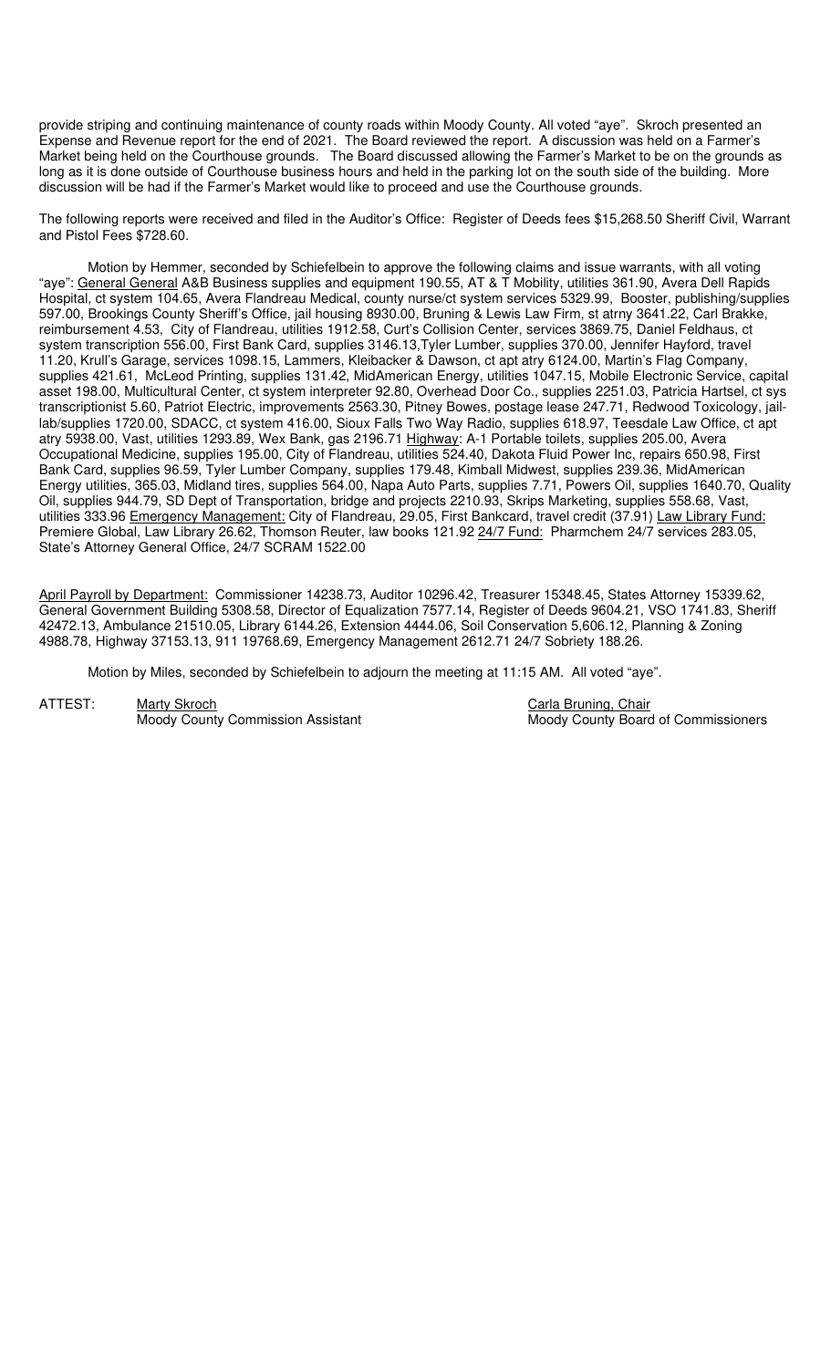provide striping and continuing maintenance of county roads within Moody County. All voted "aye". Skroch presented an Expense and Revenue report for the end of 2021. The Board reviewed the report. A discussion was held on a Farmer's Market being held on the Courthouse grounds. The Board discussed allowing the Farmer's Market to be on the grounds as long as it is done outside of Courthouse business hours and held in the parking lot on the south side of the building. More discussion will be had if the Farmer's Market would like to proceed and use the Courthouse grounds.

The following reports were received and filed in the Auditor's Office: Register of Deeds fees $15,268.50 Sheriff Civil, Warrant and Pistol Fees $728.60.

Motion by Hemmer, seconded by Schiefelbein to approve the following claims and issue warrants, with all voting "aye": General General A&B Business supplies and equipment 190.55, AT & T Mobility, utilities 361.90, Avera Dell Rapids Hospital, ct system 104.65, Avera Flandreau Medical, county nurse/ct system services 5329.99, Booster, publishing/supplies 597.00, Brookings County Sheriff's Office, jail housing 8930.00, Bruning & Lewis Law Firm, st atrny 3641.22, Carl Brakke, reimbursement 4.53, City of Flandreau, utilities 1912.58, Curt's Collision Center, services 3869.75, Daniel Feldhaus, ct system transcription 556.00, First Bank Card, supplies 3146.13,Tyler Lumber, supplies 370.00, Jennifer Hayford, travel 11.20, Krull's Garage, services 1098.15, Lammers, Kleibacker & Dawson, ct apt atry 6124.00, Martin's Flag Company, supplies 421.61, McLeod Printing, supplies 131.42, MidAmerican Energy, utilities 1047.15, Mobile Electronic Service, capital asset 198.00, Multicultural Center, ct system interpreter 92.80, Overhead Door Co., supplies 2251.03, Patricia Hartsel, ct sys transcriptionist 5.60, Patriot Electric, improvements 2563.30, Pitney Bowes, postage lease 247.71, Redwood Toxicology, jail-lab/supplies 1720.00, SDACC, ct system 416.00, Sioux Falls Two Way Radio, supplies 618.97, Teesdale Law Office, ct apt atry 5938.00, Vast, utilities 1293.89, Wex Bank, gas 2196.71 Highway: A-1 Portable toilets, supplies 205.00, Avera Occupational Medicine, supplies 195.00, City of Flandreau, utilities 524.40, Dakota Fluid Power Inc, repairs 650.98, First Bank Card, supplies 96.59, Tyler Lumber Company, supplies 179.48, Kimball Midwest, supplies 239.36, MidAmerican Energy utilities, 365.03, Midland tires, supplies 564.00, Napa Auto Parts, supplies 7.71, Powers Oil, supplies 1640.70, Quality Oil, supplies 944.79, SD Dept of Transportation, bridge and projects 2210.93, Skrips Marketing, supplies 558.68, Vast, utilities 333.96 Emergency Management: City of Flandreau, 29.05, First Bankcard, travel credit (37.91) Law Library Fund: Premiere Global, Law Library 26.62, Thomson Reuter, law books 121.92 24/7 Fund: Pharmchem 24/7 services 283.05, State's Attorney General Office, 24/7 SCRAM 1522.00

April Payroll by Department: Commissioner 14238.73, Auditor 10296.42, Treasurer 15348.45, States Attorney 15339.62, General Government Building 5308.58, Director of Equalization 7577.14, Register of Deeds 9604.21, VSO 1741.83, Sheriff 42472.13, Ambulance 21510.05, Library 6144.26, Extension 4444.06, Soil Conservation 5,606.12, Planning & Zoning 4988.78, Highway 37153.13, 911 19768.69, Emergency Management 2612.71 24/7 Sobriety 188.26.

Motion by Miles, seconded by Schiefelbein to adjourn the meeting at 11:15 AM. All voted "aye".

ATTEST: Marty Skroch
Moody County Commission Assistant

Carla Bruning, Chair
Moody County Board of Commissioners